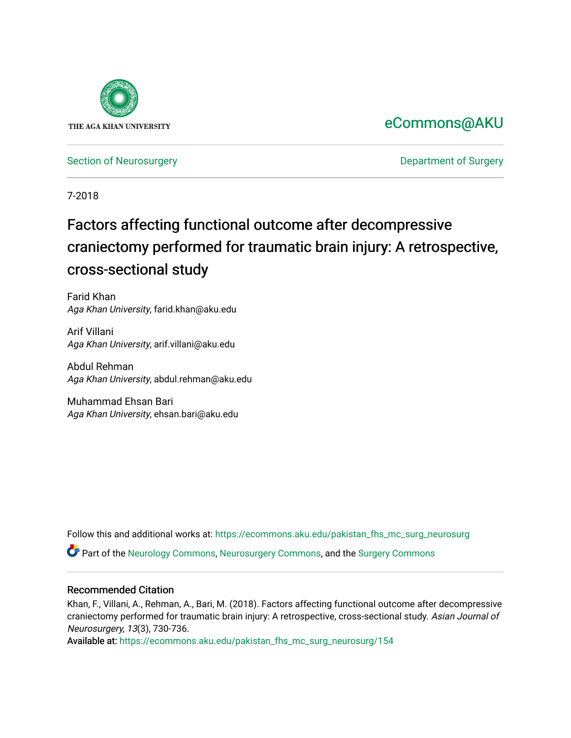THE AGA KHAN UNIVERSITY

eCommons@AKU

Section of Neurosurgery | Department of Surgery

7-2018

# Factors affecting functional outcome after decompressive craniectomy performed for traumatic brain injury: A retrospective, cross-sectional study

Farid Khan
*Aga Khan University*, farid.khan@aku.edu

Arif Villani
*Aga Khan University*, arif.villani@aku.edu

Abdul Rehman
*Aga Khan University*, abdul.rehman@aku.edu

Muhammad Ehsan Bari
*Aga Khan University*, ehsan.bari@aku.edu

Follow this and additional works at: https://ecommons.aku.edu/pakistan_fhs_mc_surg_neurosurg

Part of the Neurology Commons, Neurosurgery Commons, and the Surgery Commons

### Recommended Citation

Khan, F., Villani, A., Rehman, A., Bari, M. (2018). Factors affecting functional outcome after decompressive craniectomy performed for traumatic brain injury: A retrospective, cross-sectional study. *Asian Journal of Neurosurgery, 13*(3), 730-736.

Available at: https://ecommons.aku.edu/pakistan_fhs_mc_surg_neurosurg/154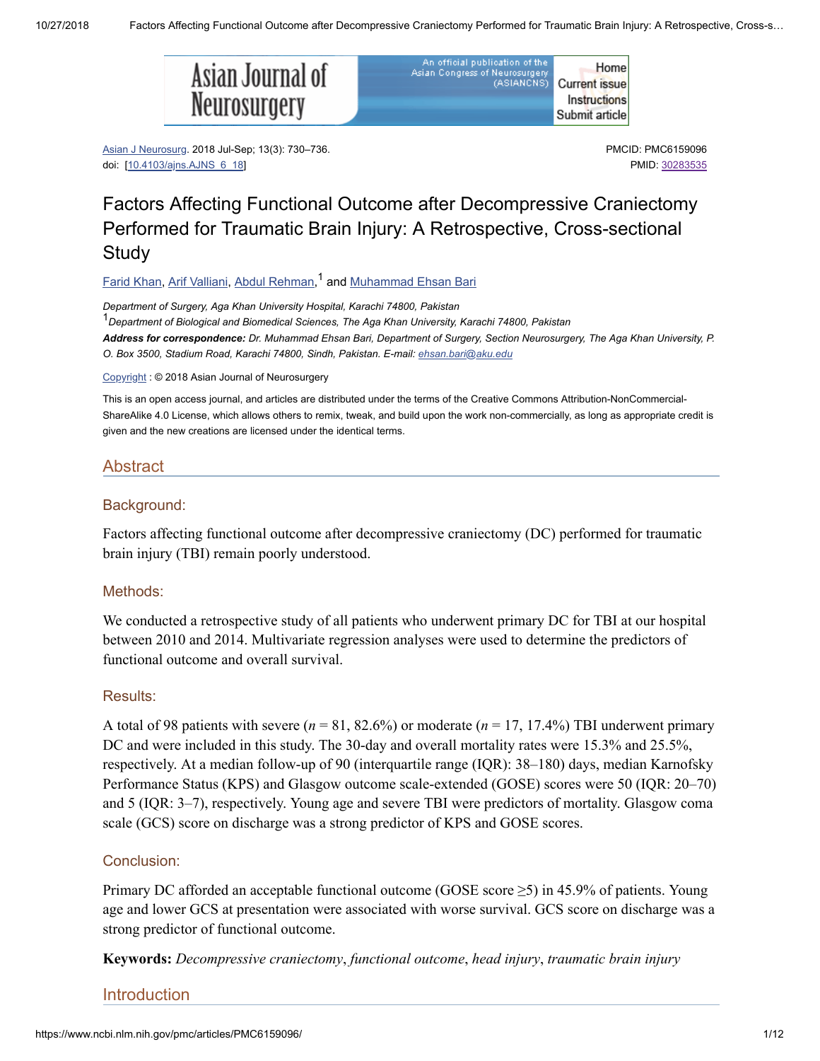Asian J Neurosurg. 2018 Jul-Sep; 13(3): 730–736.
doi: [10.4103/ajns.AJNS_6_18]

PMCID: PMC6159096
PMID: 30283535

# Factors Affecting Functional Outcome after Decompressive Craniectomy Performed for Traumatic Brain Injury: A Retrospective, Cross-sectional Study

Farid Khan, Arif Valliani, Abdul Rehman,[1] and Muhammad Ehsan Bari

*Department of Surgery, Aga Khan University Hospital, Karachi 74800, Pakistan*
[1]*Department of Biological and Biomedical Sciences, The Aga Khan University, Karachi 74800, Pakistan*
***Address for correspondence:*** *Dr. Muhammad Ehsan Bari, Department of Surgery, Section Neurosurgery, The Aga Khan University, P. O. Box 3500, Stadium Road, Karachi 74800, Sindh, Pakistan. E-mail: ehsan.bari@aku.edu*

Copyright : © 2018 Asian Journal of Neurosurgery

This is an open access journal, and articles are distributed under the terms of the Creative Commons Attribution-NonCommercial-ShareAlike 4.0 License, which allows others to remix, tweak, and build upon the work non-commercially, as long as appropriate credit is given and the new creations are licensed under the identical terms.

## Abstract

### Background:

Factors affecting functional outcome after decompressive craniectomy (DC) performed for traumatic brain injury (TBI) remain poorly understood.

### Methods:

We conducted a retrospective study of all patients who underwent primary DC for TBI at our hospital between 2010 and 2014. Multivariate regression analyses were used to determine the predictors of functional outcome and overall survival.

### Results:

A total of 98 patients with severe ($n$ = 81, 82.6%) or moderate ($n$ = 17, 17.4%) TBI underwent primary DC and were included in this study. The 30-day and overall mortality rates were 15.3% and 25.5%, respectively. At a median follow-up of 90 (interquartile range (IQR): 38–180) days, median Karnofsky Performance Status (KPS) and Glasgow outcome scale-extended (GOSE) scores were 50 (IQR: 20–70) and 5 (IQR: 3–7), respectively. Young age and severe TBI were predictors of mortality. Glasgow coma scale (GCS) score on discharge was a strong predictor of KPS and GOSE scores.

### Conclusion:

Primary DC afforded an acceptable functional outcome (GOSE score ≥5) in 45.9% of patients. Young age and lower GCS at presentation were associated with worse survival. GCS score on discharge was a strong predictor of functional outcome.

**Keywords:** *Decompressive craniectomy*, *functional outcome*, *head injury*, *traumatic brain injury*

## Introduction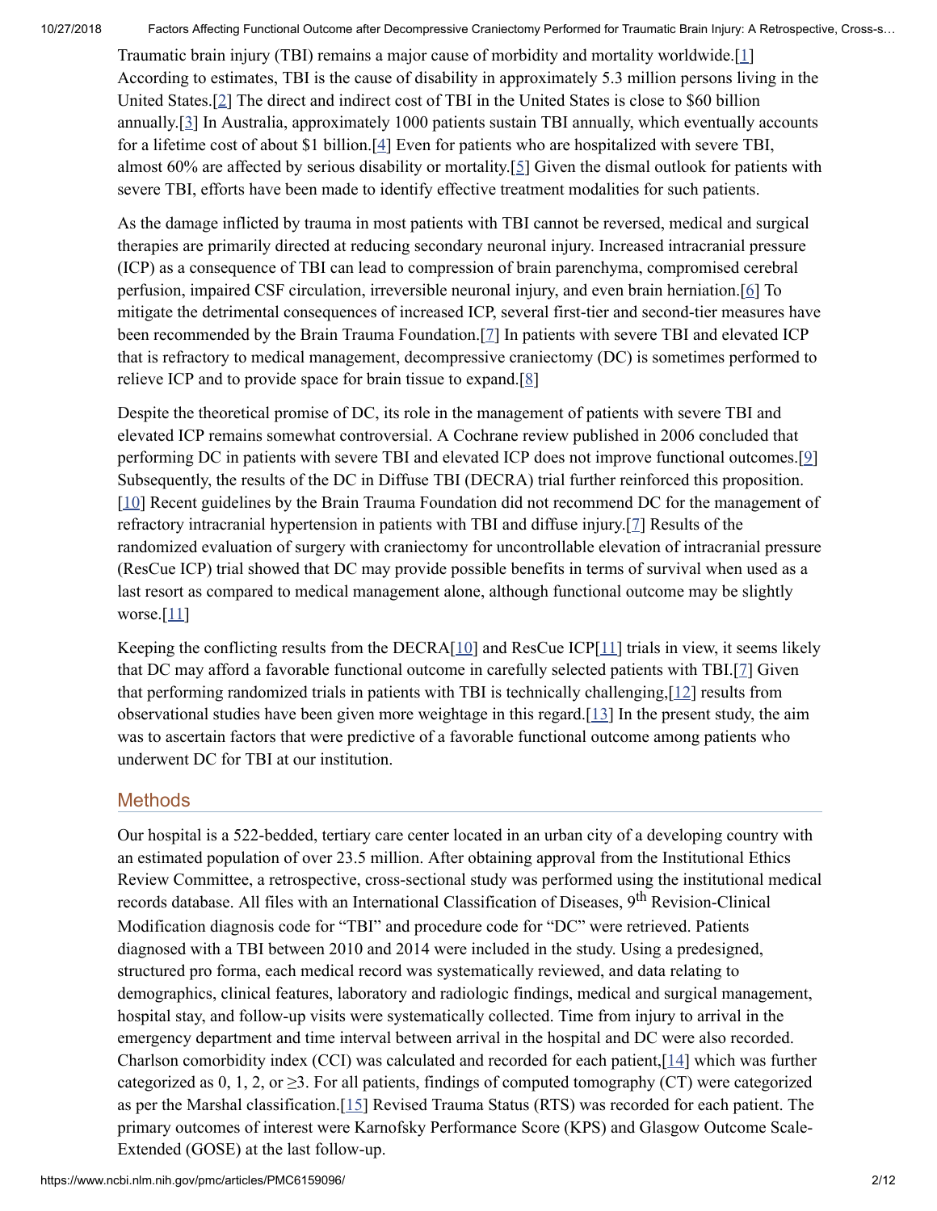Traumatic brain injury (TBI) remains a major cause of morbidity and mortality worldwide.[1] According to estimates, TBI is the cause of disability in approximately 5.3 million persons living in the United States.[2] The direct and indirect cost of TBI in the United States is close to $60 billion annually.[3] In Australia, approximately 1000 patients sustain TBI annually, which eventually accounts for a lifetime cost of about $1 billion.[4] Even for patients who are hospitalized with severe TBI, almost 60% are affected by serious disability or mortality.[5] Given the dismal outlook for patients with severe TBI, efforts have been made to identify effective treatment modalities for such patients.

As the damage inflicted by trauma in most patients with TBI cannot be reversed, medical and surgical therapies are primarily directed at reducing secondary neuronal injury. Increased intracranial pressure (ICP) as a consequence of TBI can lead to compression of brain parenchyma, compromised cerebral perfusion, impaired CSF circulation, irreversible neuronal injury, and even brain herniation.[6] To mitigate the detrimental consequences of increased ICP, several first-tier and second-tier measures have been recommended by the Brain Trauma Foundation.[7] In patients with severe TBI and elevated ICP that is refractory to medical management, decompressive craniectomy (DC) is sometimes performed to relieve ICP and to provide space for brain tissue to expand.[8]

Despite the theoretical promise of DC, its role in the management of patients with severe TBI and elevated ICP remains somewhat controversial. A Cochrane review published in 2006 concluded that performing DC in patients with severe TBI and elevated ICP does not improve functional outcomes.[9] Subsequently, the results of the DC in Diffuse TBI (DECRA) trial further reinforced this proposition.[10] Recent guidelines by the Brain Trauma Foundation did not recommend DC for the management of refractory intracranial hypertension in patients with TBI and diffuse injury.[7] Results of the randomized evaluation of surgery with craniectomy for uncontrollable elevation of intracranial pressure (ResCue ICP) trial showed that DC may provide possible benefits in terms of survival when used as a last resort as compared to medical management alone, although functional outcome may be slightly worse.[11]

Keeping the conflicting results from the DECRA[10] and ResCue ICP[11] trials in view, it seems likely that DC may afford a favorable functional outcome in carefully selected patients with TBI.[7] Given that performing randomized trials in patients with TBI is technically challenging,[12] results from observational studies have been given more weightage in this regard.[13] In the present study, the aim was to ascertain factors that were predictive of a favorable functional outcome among patients who underwent DC for TBI at our institution.

## Methods

Our hospital is a 522-bedded, tertiary care center located in an urban city of a developing country with an estimated population of over 23.5 million. After obtaining approval from the Institutional Ethics Review Committee, a retrospective, cross-sectional study was performed using the institutional medical records database. All files with an International Classification of Diseases, 9th Revision-Clinical Modification diagnosis code for "TBI" and procedure code for "DC" were retrieved. Patients diagnosed with a TBI between 2010 and 2014 were included in the study. Using a predesigned, structured pro forma, each medical record was systematically reviewed, and data relating to demographics, clinical features, laboratory and radiologic findings, medical and surgical management, hospital stay, and follow-up visits were systematically collected. Time from injury to arrival in the emergency department and time interval between arrival in the hospital and DC were also recorded. Charlson comorbidity index (CCI) was calculated and recorded for each patient,[14] which was further categorized as 0, 1, 2, or ≥3. For all patients, findings of computed tomography (CT) were categorized as per the Marshal classification.[15] Revised Trauma Status (RTS) was recorded for each patient. The primary outcomes of interest were Karnofsky Performance Score (KPS) and Glasgow Outcome Scale-Extended (GOSE) at the last follow-up.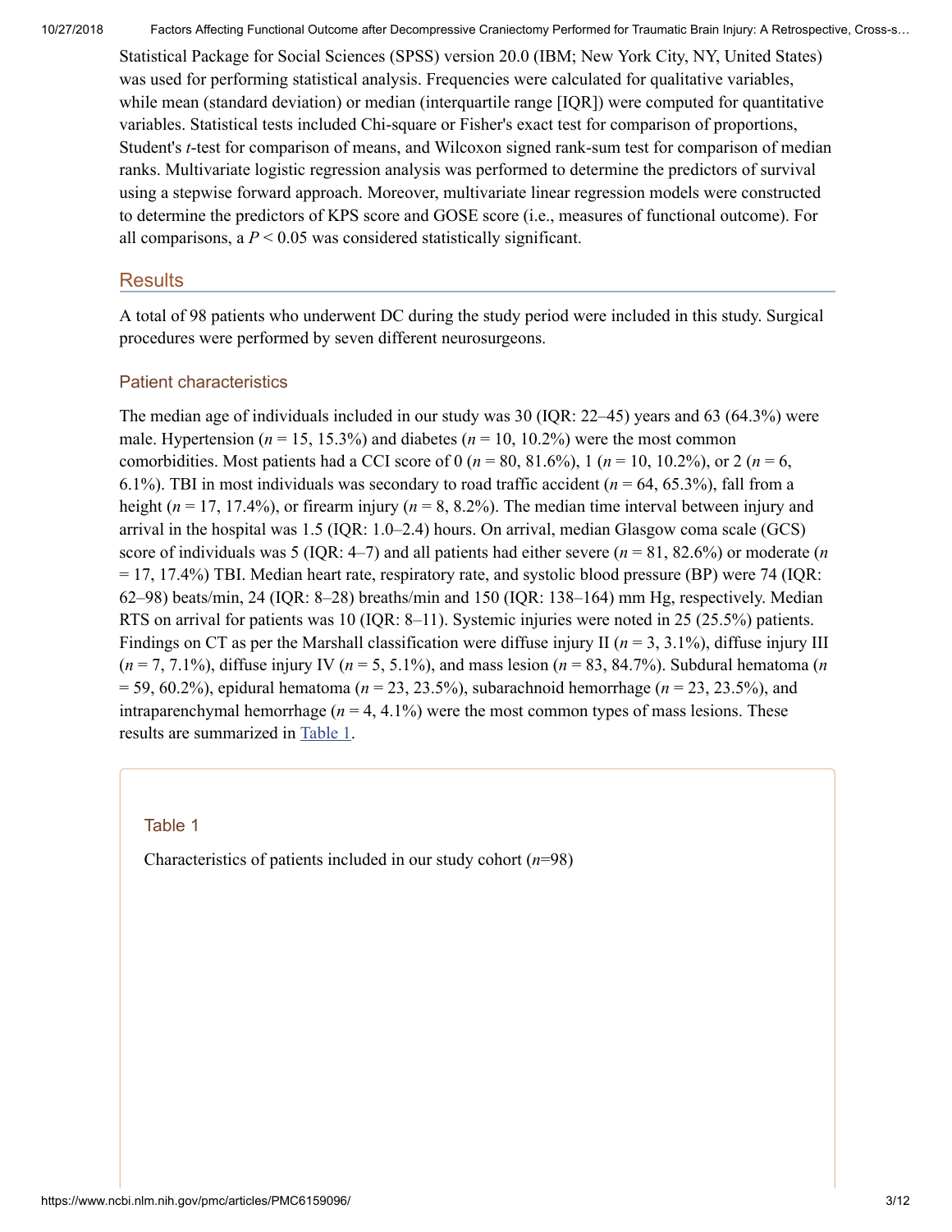Statistical Package for Social Sciences (SPSS) version 20.0 (IBM; New York City, NY, United States) was used for performing statistical analysis. Frequencies were calculated for qualitative variables, while mean (standard deviation) or median (interquartile range [IQR]) were computed for quantitative variables. Statistical tests included Chi-square or Fisher's exact test for comparison of proportions, Student's *t*-test for comparison of means, and Wilcoxon signed rank-sum test for comparison of median ranks. Multivariate logistic regression analysis was performed to determine the predictors of survival using a stepwise forward approach. Moreover, multivariate linear regression models were constructed to determine the predictors of KPS score and GOSE score (i.e., measures of functional outcome). For all comparisons, a $P < 0.05$ was considered statistically significant.

## Results

A total of 98 patients who underwent DC during the study period were included in this study. Surgical procedures were performed by seven different neurosurgeons.

### Patient characteristics

The median age of individuals included in our study was 30 (IQR: 22–45) years and 63 (64.3%) were male. Hypertension ($n = 15$, 15.3%) and diabetes ($n = 10$, 10.2%) were the most common comorbidities. Most patients had a CCI score of 0 ($n = 80$, 81.6%), 1 ($n = 10$, 10.2%), or 2 ($n = 6$, 6.1%). TBI in most individuals was secondary to road traffic accident ($n = 64$, 65.3%), fall from a height ($n = 17$, 17.4%), or firearm injury ($n = 8$, 8.2%). The median time interval between injury and arrival in the hospital was 1.5 (IQR: 1.0–2.4) hours. On arrival, median Glasgow coma scale (GCS) score of individuals was 5 (IQR: 4–7) and all patients had either severe ($n = 81$, 82.6%) or moderate ($n = 17$, 17.4%) TBI. Median heart rate, respiratory rate, and systolic blood pressure (BP) were 74 (IQR: 62–98) beats/min, 24 (IQR: 8–28) breaths/min and 150 (IQR: 138–164) mm Hg, respectively. Median RTS on arrival for patients was 10 (IQR: 8–11). Systemic injuries were noted in 25 (25.5%) patients. Findings on CT as per the Marshall classification were diffuse injury II ($n = 3$, 3.1%), diffuse injury III ($n = 7$, 7.1%), diffuse injury IV ($n = 5$, 5.1%), and mass lesion ($n = 83$, 84.7%). Subdural hematoma ($n = 59$, 60.2%), epidural hematoma ($n = 23$, 23.5%), subarachnoid hemorrhage ($n = 23$, 23.5%), and intraparenchymal hemorrhage ($n = 4$, 4.1%) were the most common types of mass lesions. These results are summarized in Table 1.

Table 1

Characteristics of patients included in our study cohort ($n$=98)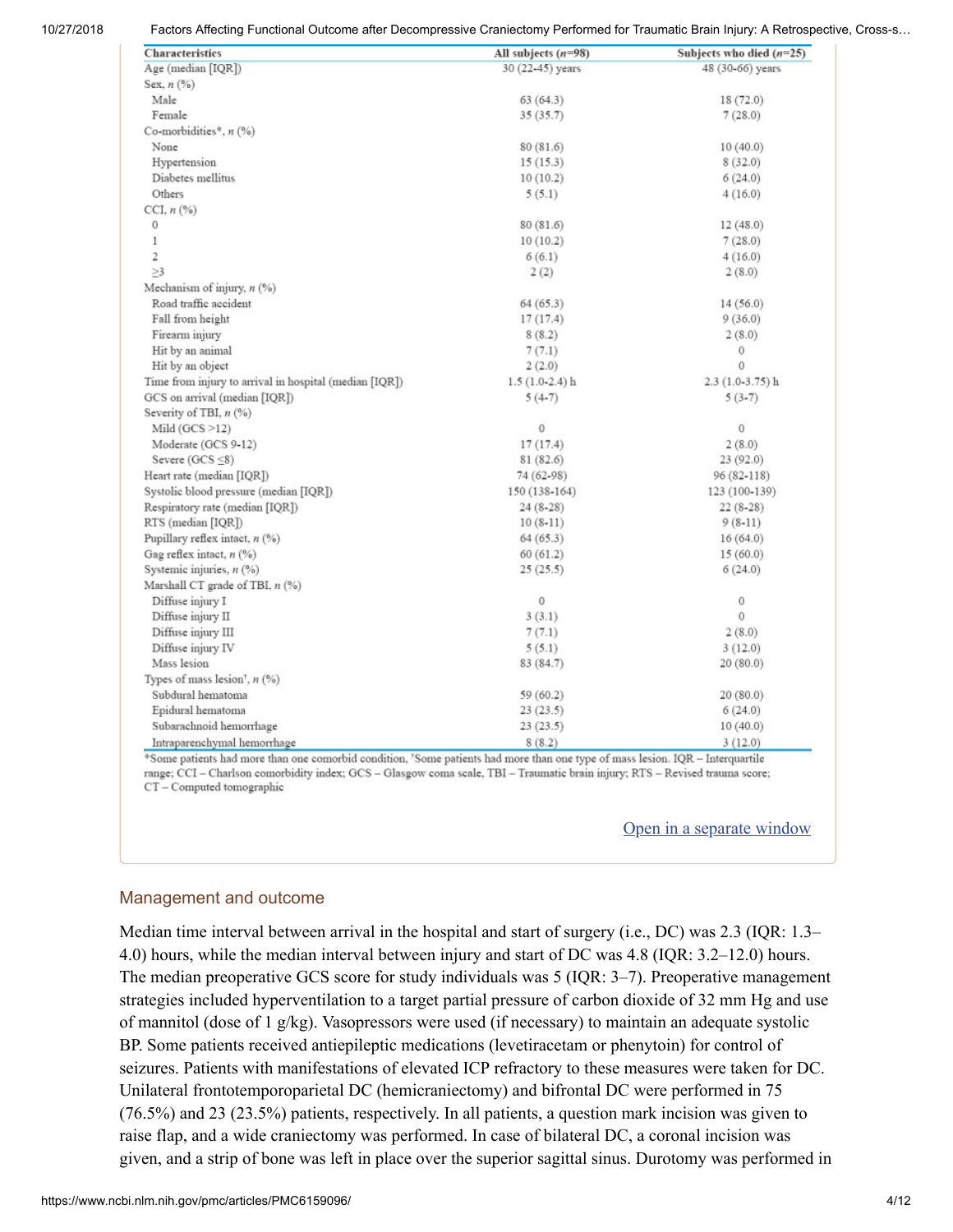| Characteristics | All subjects ($n$=98) | Subjects who died ($n$=25) |
|---|---|---|
| Age (median [IQR]) | 30 (22-45) years | 48 (30-66) years |
| Sex, $n$ (%) | | |
| Male | 63 (64.3) | 18 (72.0) |
| Female | 35 (35.7) | 7 (28.0) |
| Co-morbidities*, $n$ (%) | | |
| None | 80 (81.6) | 10 (40.0) |
| Hypertension | 15 (15.3) | 8 (32.0) |
| Diabetes mellitus | 10 (10.2) | 6 (24.0) |
| Others | 5 (5.1) | 4 (16.0) |
| CCI, $n$ (%) | | |
| 0 | 80 (81.6) | 12 (48.0) |
| 1 | 10 (10.2) | 7 (28.0) |
| 2 | 6 (6.1) | 4 (16.0) |
| ≥3 | 2 (2) | 2 (8.0) |
| Mechanism of injury, $n$ (%) | | |
| Road traffic accident | 64 (65.3) | 14 (56.0) |
| Fall from height | 17 (17.4) | 9 (36.0) |
| Firearm injury | 8 (8.2) | 2 (8.0) |
| Hit by an animal | 7 (7.1) | 0 |
| Hit by an object | 2 (2.0) | 0 |
| Time from injury to arrival in hospital (median [IQR]) | 1.5 (1.0-2.4) h | 2.3 (1.0-3.75) h |
| GCS on arrival (median [IQR]) | 5 (4-7) | 5 (3-7) |
| Severity of TBI, $n$ (%) | | |
| Mild (GCS >12) | 0 | 0 |
| Moderate (GCS 9-12) | 17 (17.4) | 2 (8.0) |
| Severe (GCS ≤8) | 81 (82.6) | 23 (92.0) |
| Heart rate (median [IQR]) | 74 (62-98) | 96 (82-118) |
| Systolic blood pressure (median [IQR]) | 150 (138-164) | 123 (100-139) |
| Respiratory rate (median [IQR]) | 24 (8-28) | 22 (8-28) |
| RTS (median [IQR]) | 10 (8-11) | 9 (8-11) |
| Pupillary reflex intact, $n$ (%) | 64 (65.3) | 16 (64.0) |
| Gag reflex intact, $n$ (%) | 60 (61.2) | 15 (60.0) |
| Systemic injuries, $n$ (%) | 25 (25.5) | 6 (24.0) |
| Marshall CT grade of TBI, $n$ (%) | | |
| Diffuse injury I | 0 | 0 |
| Diffuse injury II | 3 (3.1) | 0 |
| Diffuse injury III | 7 (7.1) | 2 (8.0) |
| Diffuse injury IV | 5 (5.1) | 3 (12.0) |
| Mass lesion | 83 (84.7) | 20 (80.0) |
| Types of mass lesion†, $n$ (%) | | |
| Subdural hematoma | 59 (60.2) | 20 (80.0) |
| Epidural hematoma | 23 (23.5) | 6 (24.0) |
| Subarachnoid hemorrhage | 23 (23.5) | 10 (40.0) |
| Intraparenchymal hemorrhage | 8 (8.2) | 3 (12.0) |

*Some patients had more than one comorbid condition, †Some patients had more than one type of mass lesion. IQR – Interquartile range; CCI – Charlson comorbidity index; GCS – Glasgow coma scale, TBI – Traumatic brain injury; RTS – Revised trauma score; CT – Computed tomographic

Open in a separate window

## Management and outcome

Median time interval between arrival in the hospital and start of surgery (i.e., DC) was 2.3 (IQR: 1.3–4.0) hours, while the median interval between injury and start of DC was 4.8 (IQR: 3.2–12.0) hours. The median preoperative GCS score for study individuals was 5 (IQR: 3–7). Preoperative management strategies included hyperventilation to a target partial pressure of carbon dioxide of 32 mm Hg and use of mannitol (dose of 1 g/kg). Vasopressors were used (if necessary) to maintain an adequate systolic BP. Some patients received antiepileptic medications (levetiracetam or phenytoin) for control of seizures. Patients with manifestations of elevated ICP refractory to these measures were taken for DC. Unilateral frontotemporoparietal DC (hemicraniectomy) and bifrontal DC were performed in 75 (76.5%) and 23 (23.5%) patients, respectively. In all patients, a question mark incision was given to raise flap, and a wide craniectomy was performed. In case of bilateral DC, a coronal incision was given, and a strip of bone was left in place over the superior sagittal sinus. Durotomy was performed in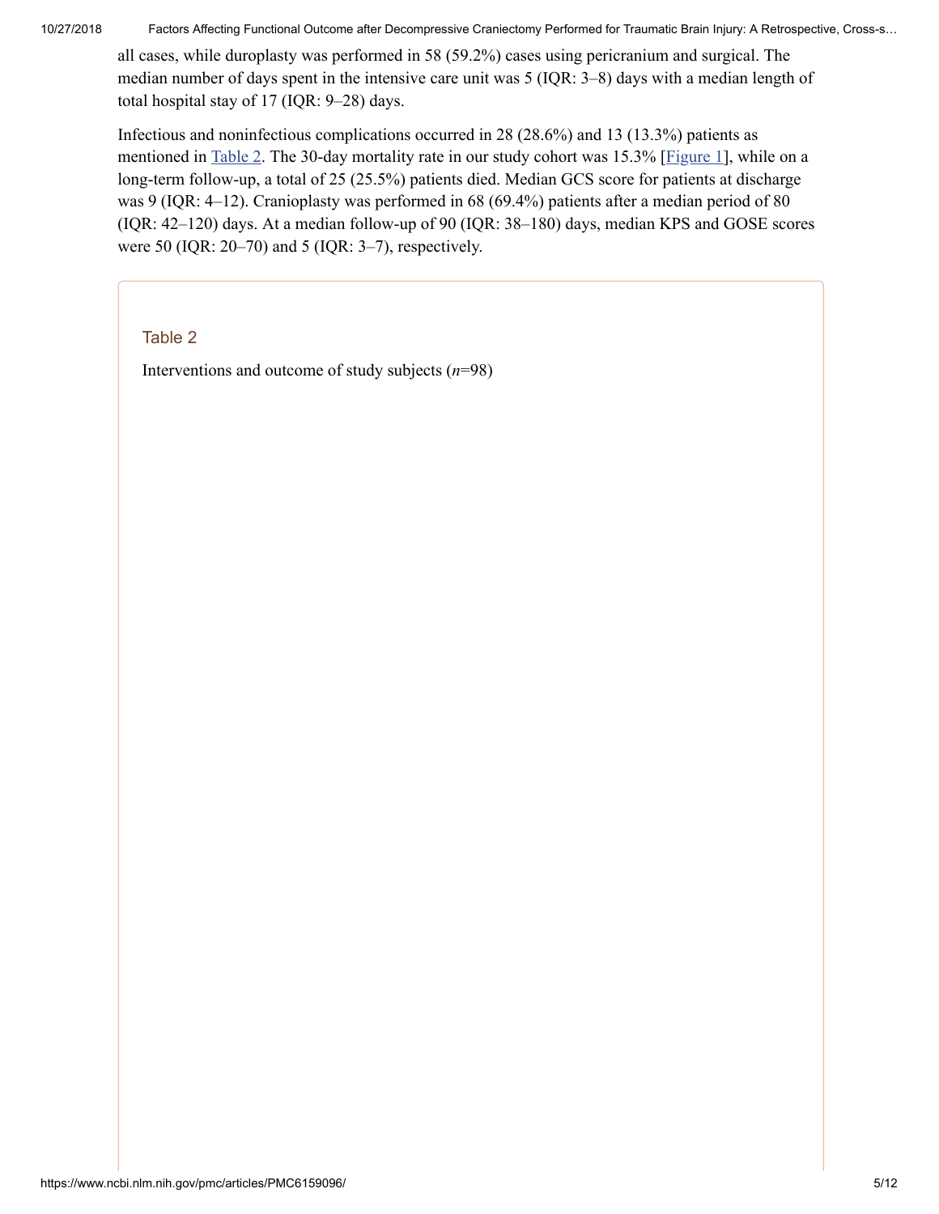all cases, while duroplasty was performed in 58 (59.2%) cases using pericranium and surgical. The median number of days spent in the intensive care unit was 5 (IQR: 3–8) days with a median length of total hospital stay of 17 (IQR: 9–28) days.

Infectious and noninfectious complications occurred in 28 (28.6%) and 13 (13.3%) patients as mentioned in Table 2. The 30-day mortality rate in our study cohort was 15.3% [Figure 1], while on a long-term follow-up, a total of 25 (25.5%) patients died. Median GCS score for patients at discharge was 9 (IQR: 4–12). Cranioplasty was performed in 68 (69.4%) patients after a median period of 80 (IQR: 42–120) days. At a median follow-up of 90 (IQR: 38–180) days, median KPS and GOSE scores were 50 (IQR: 20–70) and 5 (IQR: 3–7), respectively.

Table 2

Interventions and outcome of study subjects (*n*=98)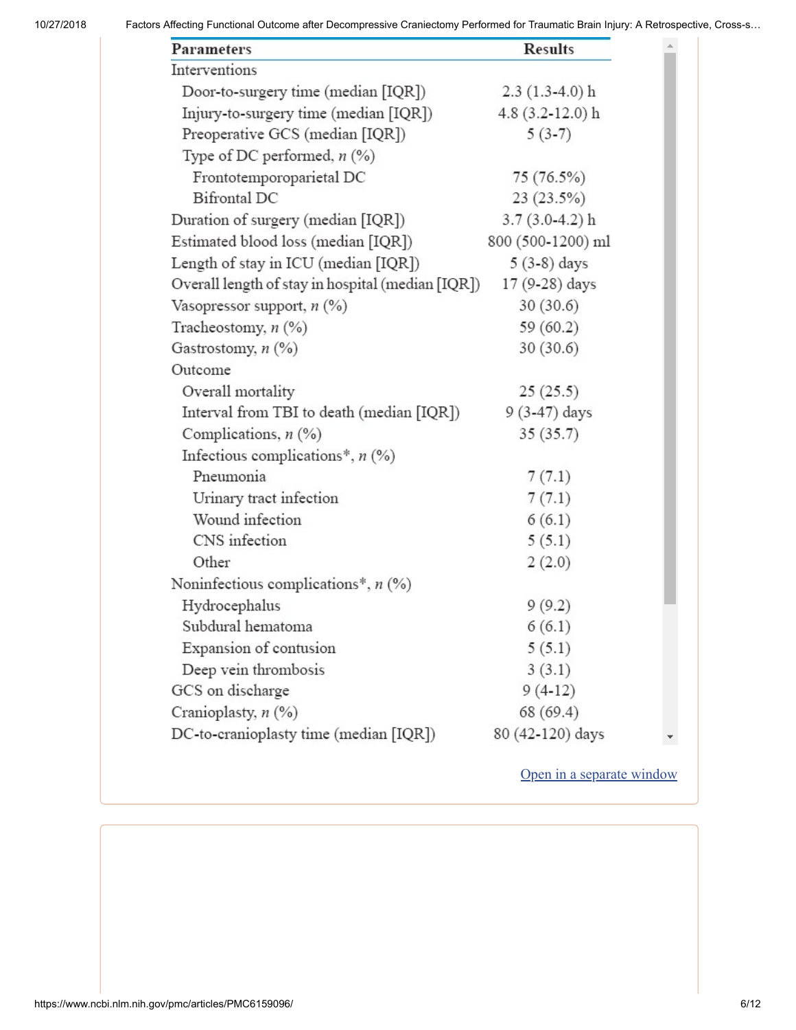| Parameters | Results |
|---|---|
| Interventions | |
| Door-to-surgery time (median [IQR]) | 2.3 (1.3-4.0) h |
| Injury-to-surgery time (median [IQR]) | 4.8 (3.2-12.0) h |
| Preoperative GCS (median [IQR]) | 5 (3-7) |
| Type of DC performed, *n* (%) | |
| Frontotemporoparietal DC | 75 (76.5%) |
| Bifrontal DC | 23 (23.5%) |
| Duration of surgery (median [IQR]) | 3.7 (3.0-4.2) h |
| Estimated blood loss (median [IQR]) | 800 (500-1200) ml |
| Length of stay in ICU (median [IQR]) | 5 (3-8) days |
| Overall length of stay in hospital (median [IQR]) | 17 (9-28) days |
| Vasopressor support, *n* (%) | 30 (30.6) |
| Tracheostomy, *n* (%) | 59 (60.2) |
| Gastrostomy, *n* (%) | 30 (30.6) |
| Outcome | |
| Overall mortality | 25 (25.5) |
| Interval from TBI to death (median [IQR]) | 9 (3-47) days |
| Complications, *n* (%) | 35 (35.7) |
| Infectious complications*, *n* (%) | |
| Pneumonia | 7 (7.1) |
| Urinary tract infection | 7 (7.1) |
| Wound infection | 6 (6.1) |
| CNS infection | 5 (5.1) |
| Other | 2 (2.0) |
| Noninfectious complications*, *n* (%) | |
| Hydrocephalus | 9 (9.2) |
| Subdural hematoma | 6 (6.1) |
| Expansion of contusion | 5 (5.1) |
| Deep vein thrombosis | 3 (3.1) |
| GCS on discharge | 9 (4-12) |
| Cranioplasty, *n* (%) | 68 (69.4) |
| DC-to-cranioplasty time (median [IQR]) | 80 (42-120) days |

Open in a separate window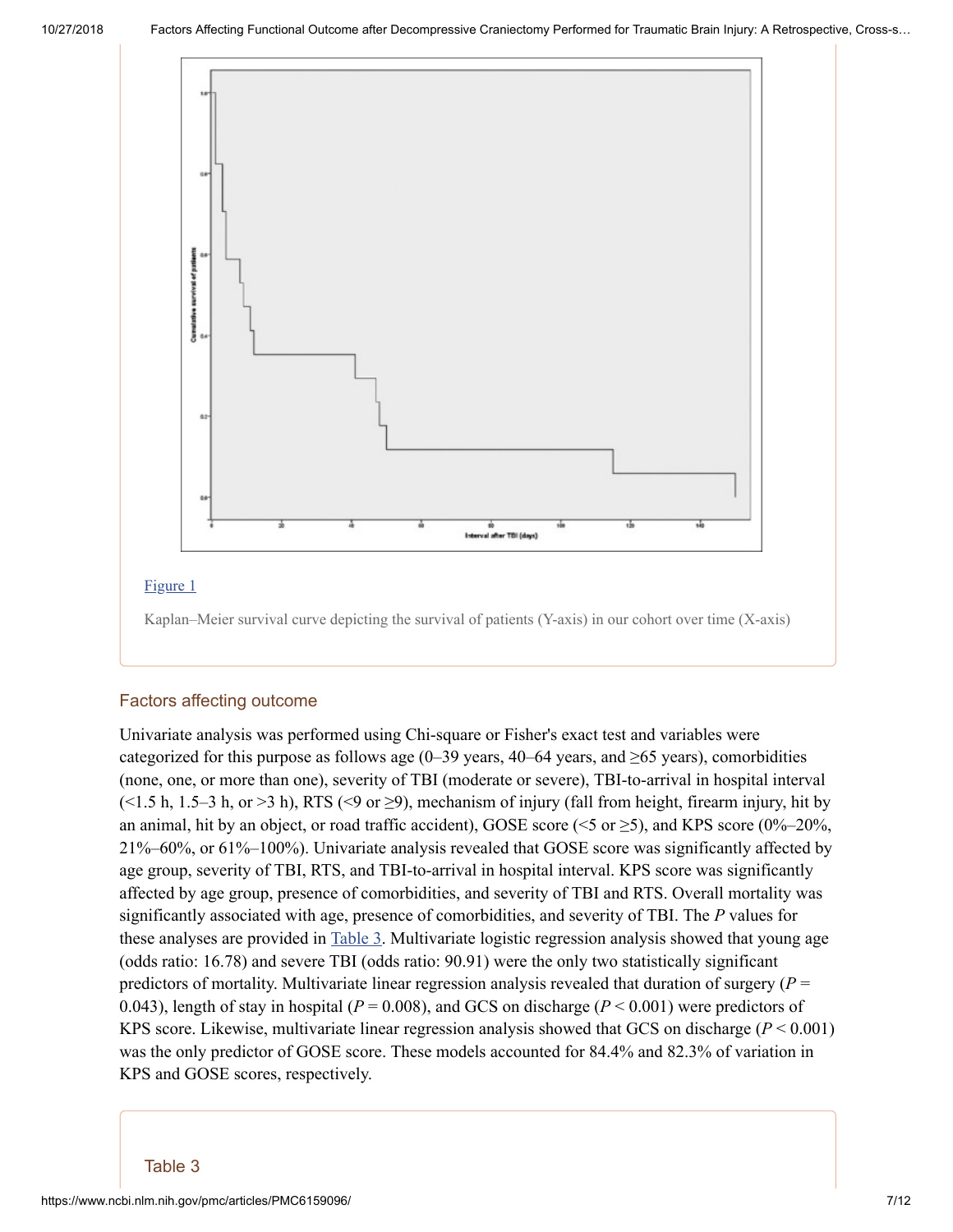[Figure 1](#)

Kaplan–Meier survival curve depicting the survival of patients (Y-axis) in our cohort over time (X-axis)

## Factors affecting outcome

Univariate analysis was performed using Chi-square or Fisher's exact test and variables were categorized for this purpose as follows age (0–39 years, 40–64 years, and ≥65 years), comorbidities (none, one, or more than one), severity of TBI (moderate or severe), TBI-to-arrival in hospital interval (<1.5 h, 1.5–3 h, or >3 h), RTS (<9 or ≥9), mechanism of injury (fall from height, firearm injury, hit by an animal, hit by an object, or road traffic accident), GOSE score (<5 or ≥5), and KPS score (0%–20%, 21%–60%, or 61%–100%). Univariate analysis revealed that GOSE score was significantly affected by age group, severity of TBI, RTS, and TBI-to-arrival in hospital interval. KPS score was significantly affected by age group, presence of comorbidities, and severity of TBI and RTS. Overall mortality was significantly associated with age, presence of comorbidities, and severity of TBI. The *P* values for these analyses are provided in [Table 3](#). Multivariate logistic regression analysis showed that young age (odds ratio: 16.78) and severe TBI (odds ratio: 90.91) were the only two statistically significant predictors of mortality. Multivariate linear regression analysis revealed that duration of surgery ($P = 0.043$), length of stay in hospital ($P = 0.008$), and GCS on discharge ($P < 0.001$) were predictors of KPS score. Likewise, multivariate linear regression analysis showed that GCS on discharge ($P < 0.001$) was the only predictor of GOSE score. These models accounted for 84.4% and 82.3% of variation in KPS and GOSE scores, respectively.

Table 3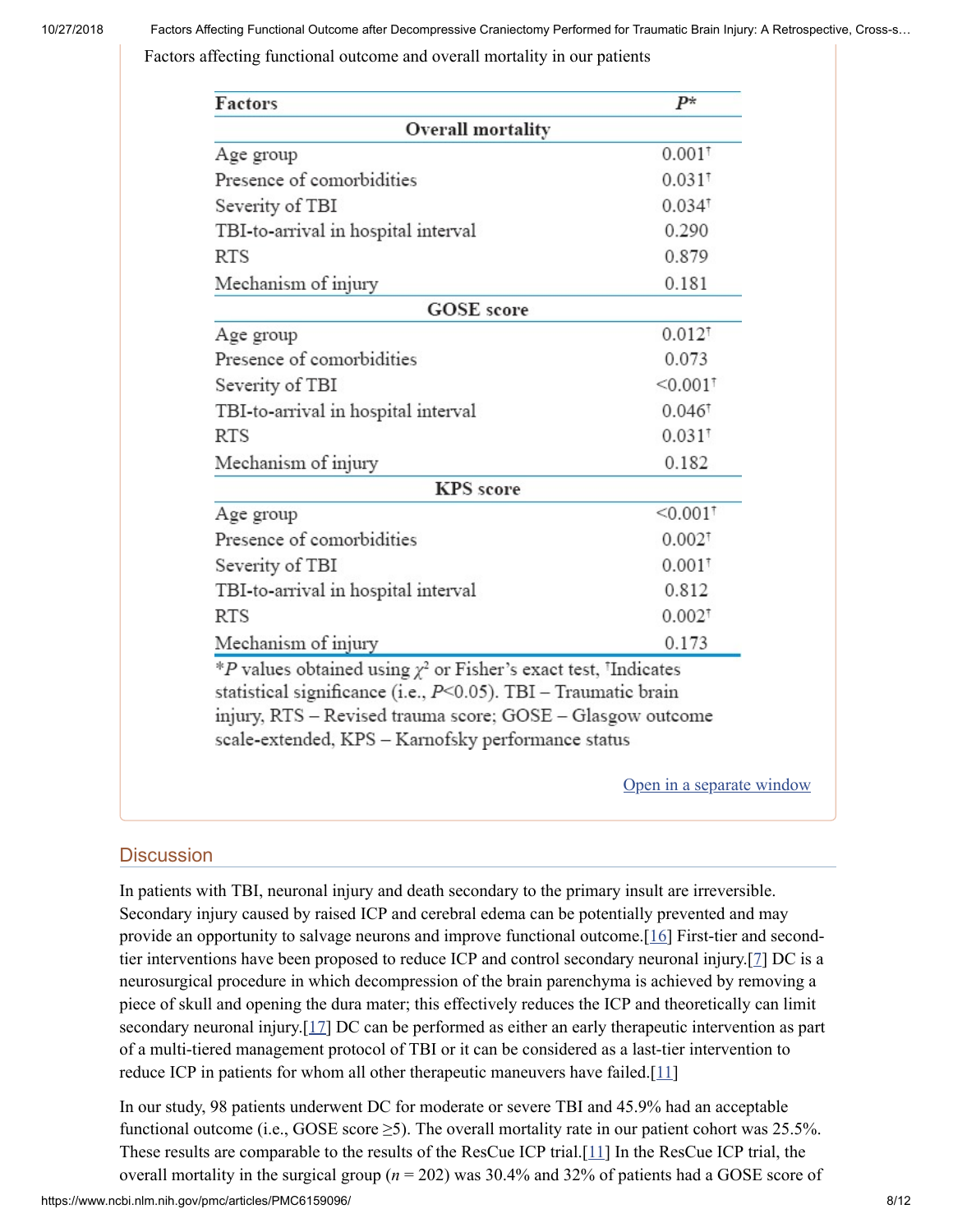Factors affecting functional outcome and overall mortality in our patients

| Factors | P* |
|---|---|
| **Overall mortality** | |
| Age group | 0.001† |
| Presence of comorbidities | 0.031† |
| Severity of TBI | 0.034† |
| TBI-to-arrival in hospital interval | 0.290 |
| RTS | 0.879 |
| Mechanism of injury | 0.181 |
| **GOSE score** | |
| Age group | 0.012† |
| Presence of comorbidities | 0.073 |
| Severity of TBI | <0.001† |
| TBI-to-arrival in hospital interval | 0.046† |
| RTS | 0.031† |
| Mechanism of injury | 0.182 |
| **KPS score** | |
| Age group | <0.001† |
| Presence of comorbidities | 0.002† |
| Severity of TBI | 0.001† |
| TBI-to-arrival in hospital interval | 0.812 |
| RTS | 0.002† |
| Mechanism of injury | 0.173 |

*P values obtained using $\chi^2$ or Fisher's exact test, †Indicates statistical significance (i.e., $P<0.05$). TBI – Traumatic brain injury, RTS – Revised trauma score; GOSE – Glasgow outcome scale-extended, KPS – Karnofsky performance status

## Discussion

In patients with TBI, neuronal injury and death secondary to the primary insult are irreversible. Secondary injury caused by raised ICP and cerebral edema can be potentially prevented and may provide an opportunity to salvage neurons and improve functional outcome.[16] First-tier and second-tier interventions have been proposed to reduce ICP and control secondary neuronal injury.[7] DC is a neurosurgical procedure in which decompression of the brain parenchyma is achieved by removing a piece of skull and opening the dura mater; this effectively reduces the ICP and theoretically can limit secondary neuronal injury.[17] DC can be performed as either an early therapeutic intervention as part of a multi-tiered management protocol of TBI or it can be considered as a last-tier intervention to reduce ICP in patients for whom all other therapeutic maneuvers have failed.[11]

In our study, 98 patients underwent DC for moderate or severe TBI and 45.9% had an acceptable functional outcome (i.e., GOSE score ≥5). The overall mortality rate in our patient cohort was 25.5%. These results are comparable to the results of the ResCue ICP trial.[11] In the ResCue ICP trial, the overall mortality in the surgical group ($n$ = 202) was 30.4% and 32% of patients had a GOSE score of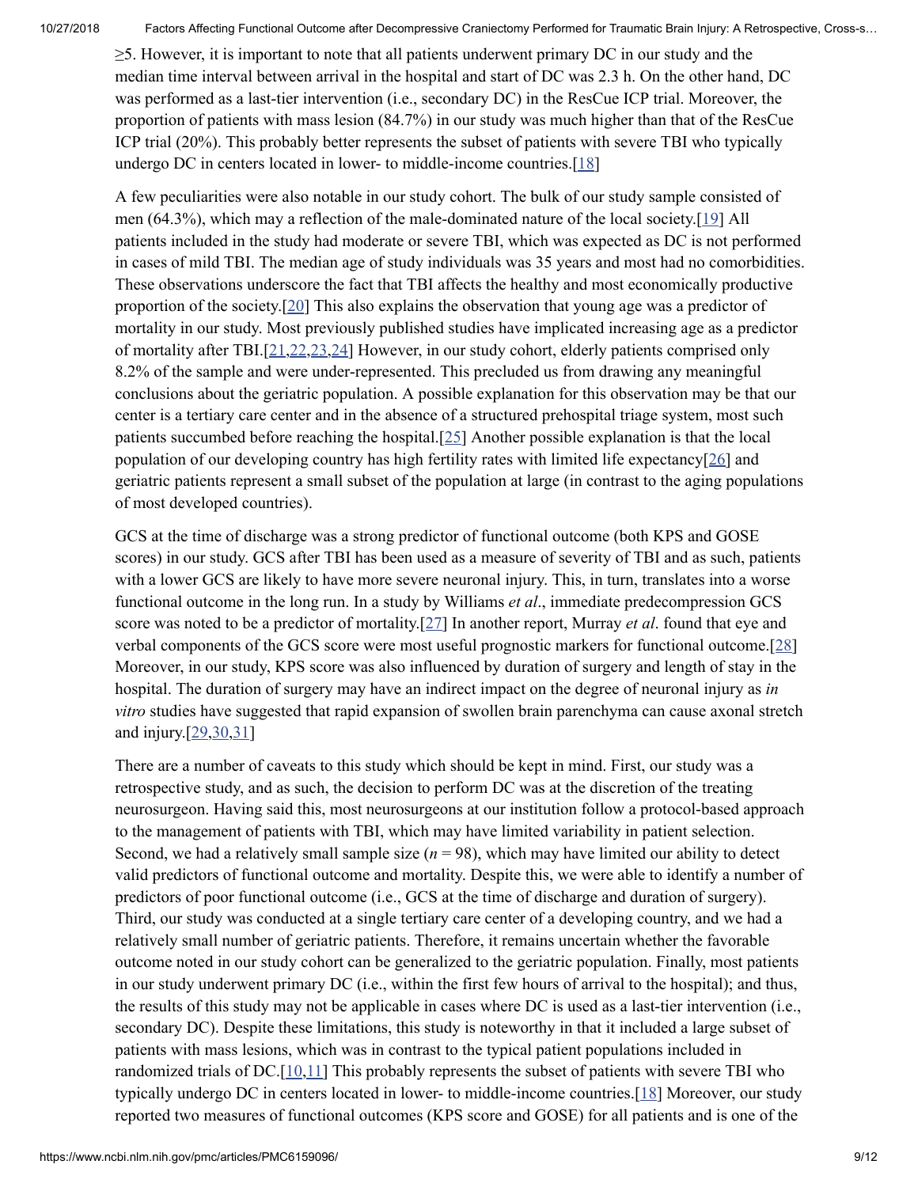≥5. However, it is important to note that all patients underwent primary DC in our study and the median time interval between arrival in the hospital and start of DC was 2.3 h. On the other hand, DC was performed as a last-tier intervention (i.e., secondary DC) in the ResCue ICP trial. Moreover, the proportion of patients with mass lesion (84.7%) in our study was much higher than that of the ResCue ICP trial (20%). This probably better represents the subset of patients with severe TBI who typically undergo DC in centers located in lower- to middle-income countries.[18]

A few peculiarities were also notable in our study cohort. The bulk of our study sample consisted of men (64.3%), which may a reflection of the male-dominated nature of the local society.[19] All patients included in the study had moderate or severe TBI, which was expected as DC is not performed in cases of mild TBI. The median age of study individuals was 35 years and most had no comorbidities. These observations underscore the fact that TBI affects the healthy and most economically productive proportion of the society.[20] This also explains the observation that young age was a predictor of mortality in our study. Most previously published studies have implicated increasing age as a predictor of mortality after TBI.[21,22,23,24] However, in our study cohort, elderly patients comprised only 8.2% of the sample and were under-represented. This precluded us from drawing any meaningful conclusions about the geriatric population. A possible explanation for this observation may be that our center is a tertiary care center and in the absence of a structured prehospital triage system, most such patients succumbed before reaching the hospital.[25] Another possible explanation is that the local population of our developing country has high fertility rates with limited life expectancy[26] and geriatric patients represent a small subset of the population at large (in contrast to the aging populations of most developed countries).

GCS at the time of discharge was a strong predictor of functional outcome (both KPS and GOSE scores) in our study. GCS after TBI has been used as a measure of severity of TBI and as such, patients with a lower GCS are likely to have more severe neuronal injury. This, in turn, translates into a worse functional outcome in the long run. In a study by Williams *et al*., immediate predecompression GCS score was noted to be a predictor of mortality.[27] In another report, Murray *et al*. found that eye and verbal components of the GCS score were most useful prognostic markers for functional outcome.[28] Moreover, in our study, KPS score was also influenced by duration of surgery and length of stay in the hospital. The duration of surgery may have an indirect impact on the degree of neuronal injury as *in vitro* studies have suggested that rapid expansion of swollen brain parenchyma can cause axonal stretch and injury.[29,30,31]

There are a number of caveats to this study which should be kept in mind. First, our study was a retrospective study, and as such, the decision to perform DC was at the discretion of the treating neurosurgeon. Having said this, most neurosurgeons at our institution follow a protocol-based approach to the management of patients with TBI, which may have limited variability in patient selection. Second, we had a relatively small sample size ($n = 98$), which may have limited our ability to detect valid predictors of functional outcome and mortality. Despite this, we were able to identify a number of predictors of poor functional outcome (i.e., GCS at the time of discharge and duration of surgery). Third, our study was conducted at a single tertiary care center of a developing country, and we had a relatively small number of geriatric patients. Therefore, it remains uncertain whether the favorable outcome noted in our study cohort can be generalized to the geriatric population. Finally, most patients in our study underwent primary DC (i.e., within the first few hours of arrival to the hospital); and thus, the results of this study may not be applicable in cases where DC is used as a last-tier intervention (i.e., secondary DC). Despite these limitations, this study is noteworthy in that it included a large subset of patients with mass lesions, which was in contrast to the typical patient populations included in randomized trials of DC.[10,11] This probably represents the subset of patients with severe TBI who typically undergo DC in centers located in lower- to middle-income countries.[18] Moreover, our study reported two measures of functional outcomes (KPS score and GOSE) for all patients and is one of the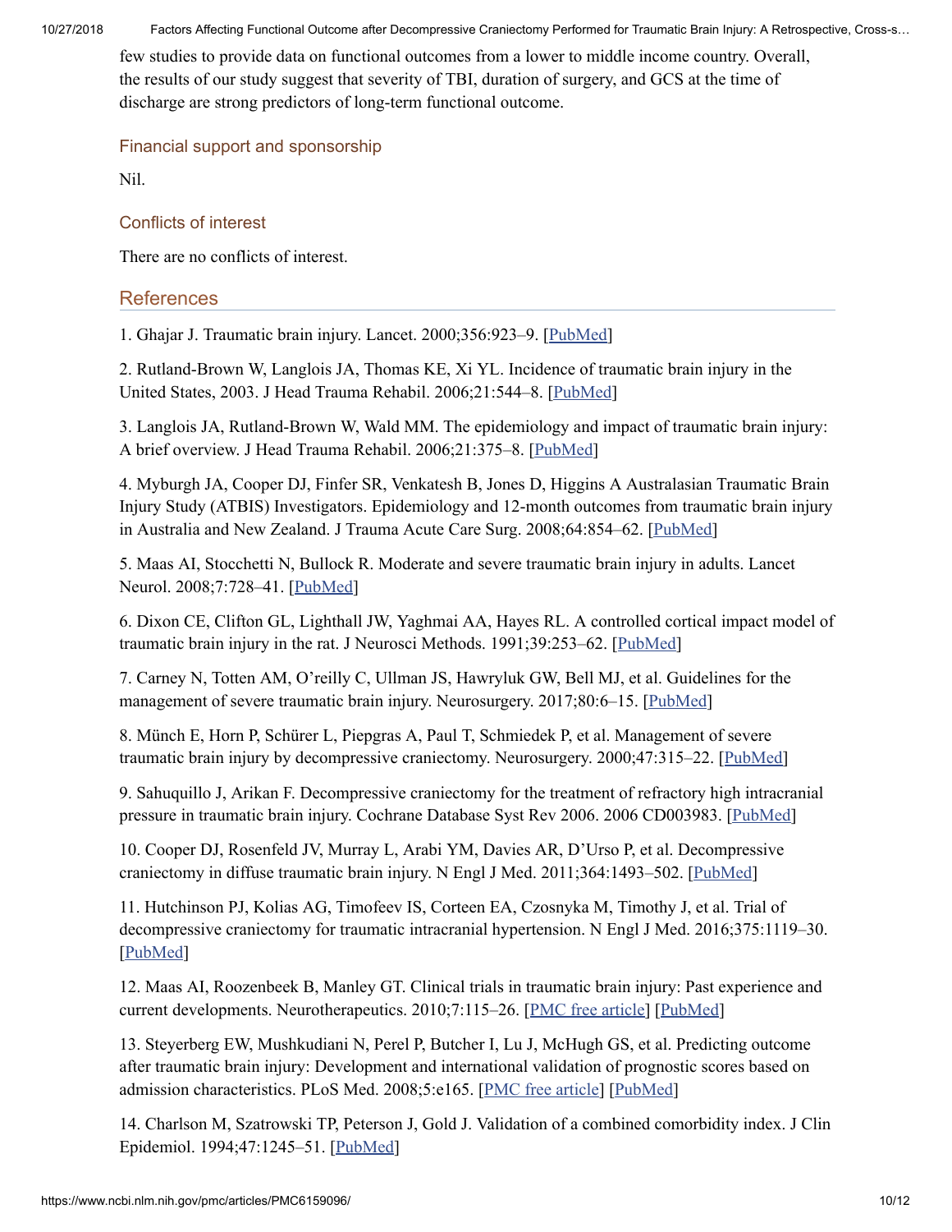few studies to provide data on functional outcomes from a lower to middle income country. Overall, the results of our study suggest that severity of TBI, duration of surgery, and GCS at the time of discharge are strong predictors of long-term functional outcome.

### Financial support and sponsorship

Nil.

### Conflicts of interest

There are no conflicts of interest.

## References

1. Ghajar J. Traumatic brain injury. Lancet. 2000;356:923–9. [PubMed]

2. Rutland-Brown W, Langlois JA, Thomas KE, Xi YL. Incidence of traumatic brain injury in the United States, 2003. J Head Trauma Rehabil. 2006;21:544–8. [PubMed]

3. Langlois JA, Rutland-Brown W, Wald MM. The epidemiology and impact of traumatic brain injury: A brief overview. J Head Trauma Rehabil. 2006;21:375–8. [PubMed]

4. Myburgh JA, Cooper DJ, Finfer SR, Venkatesh B, Jones D, Higgins A Australasian Traumatic Brain Injury Study (ATBIS) Investigators. Epidemiology and 12-month outcomes from traumatic brain injury in Australia and New Zealand. J Trauma Acute Care Surg. 2008;64:854–62. [PubMed]

5. Maas AI, Stocchetti N, Bullock R. Moderate and severe traumatic brain injury in adults. Lancet Neurol. 2008;7:728–41. [PubMed]

6. Dixon CE, Clifton GL, Lighthall JW, Yaghmai AA, Hayes RL. A controlled cortical impact model of traumatic brain injury in the rat. J Neurosci Methods. 1991;39:253–62. [PubMed]

7. Carney N, Totten AM, O'reilly C, Ullman JS, Hawryluk GW, Bell MJ, et al. Guidelines for the management of severe traumatic brain injury. Neurosurgery. 2017;80:6–15. [PubMed]

8. Münch E, Horn P, Schürer L, Piepgras A, Paul T, Schmiedek P, et al. Management of severe traumatic brain injury by decompressive craniectomy. Neurosurgery. 2000;47:315–22. [PubMed]

9. Sahuquillo J, Arikan F. Decompressive craniectomy for the treatment of refractory high intracranial pressure in traumatic brain injury. Cochrane Database Syst Rev 2006. 2006 CD003983. [PubMed]

10. Cooper DJ, Rosenfeld JV, Murray L, Arabi YM, Davies AR, D'Urso P, et al. Decompressive craniectomy in diffuse traumatic brain injury. N Engl J Med. 2011;364:1493–502. [PubMed]

11. Hutchinson PJ, Kolias AG, Timofeev IS, Corteen EA, Czosnyka M, Timothy J, et al. Trial of decompressive craniectomy for traumatic intracranial hypertension. N Engl J Med. 2016;375:1119–30. [PubMed]

12. Maas AI, Roozenbeek B, Manley GT. Clinical trials in traumatic brain injury: Past experience and current developments. Neurotherapeutics. 2010;7:115–26. [PMC free article] [PubMed]

13. Steyerberg EW, Mushkudiani N, Perel P, Butcher I, Lu J, McHugh GS, et al. Predicting outcome after traumatic brain injury: Development and international validation of prognostic scores based on admission characteristics. PLoS Med. 2008;5:e165. [PMC free article] [PubMed]

14. Charlson M, Szatrowski TP, Peterson J, Gold J. Validation of a combined comorbidity index. J Clin Epidemiol. 1994;47:1245–51. [PubMed]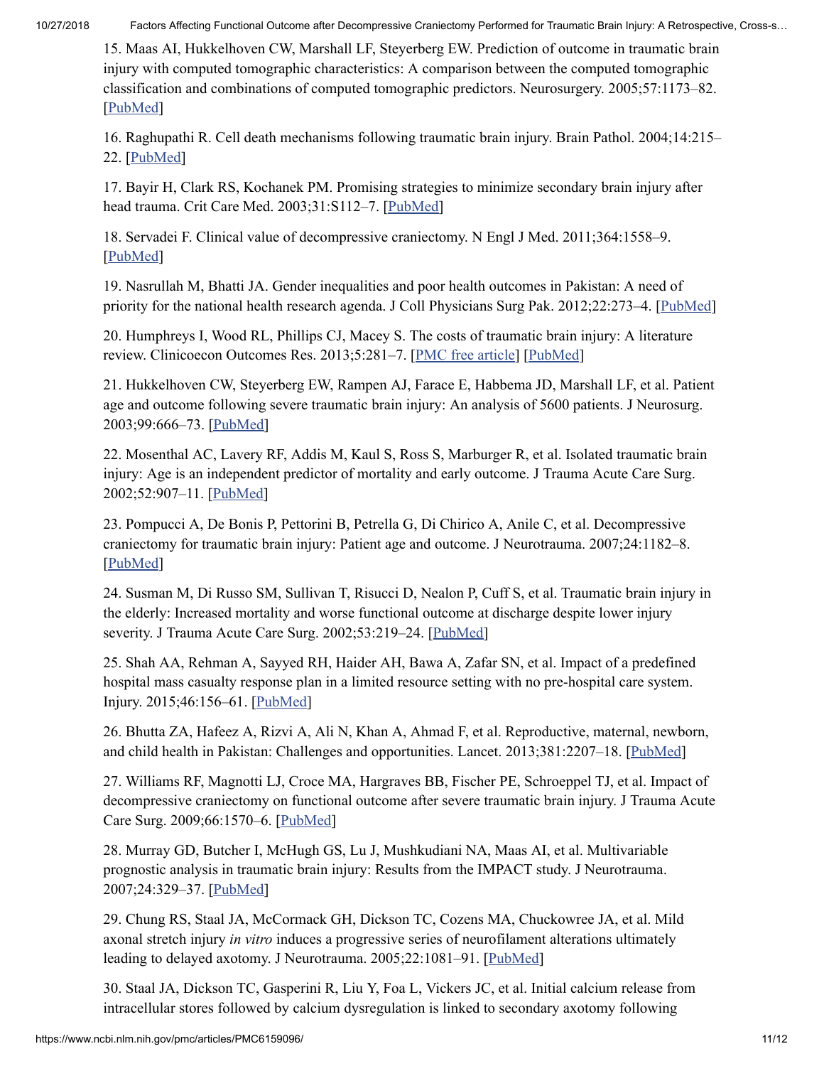15. Maas AI, Hukkelhoven CW, Marshall LF, Steyerberg EW. Prediction of outcome in traumatic brain injury with computed tomographic characteristics: A comparison between the computed tomographic classification and combinations of computed tomographic predictors. Neurosurgery. 2005;57:1173–82. [PubMed]

16. Raghupathi R. Cell death mechanisms following traumatic brain injury. Brain Pathol. 2004;14:215–22. [PubMed]

17. Bayir H, Clark RS, Kochanek PM. Promising strategies to minimize secondary brain injury after head trauma. Crit Care Med. 2003;31:S112–7. [PubMed]

18. Servadei F. Clinical value of decompressive craniectomy. N Engl J Med. 2011;364:1558–9. [PubMed]

19. Nasrullah M, Bhatti JA. Gender inequalities and poor health outcomes in Pakistan: A need of priority for the national health research agenda. J Coll Physicians Surg Pak. 2012;22:273–4. [PubMed]

20. Humphreys I, Wood RL, Phillips CJ, Macey S. The costs of traumatic brain injury: A literature review. Clinicoecon Outcomes Res. 2013;5:281–7. [PMC free article] [PubMed]

21. Hukkelhoven CW, Steyerberg EW, Rampen AJ, Farace E, Habbema JD, Marshall LF, et al. Patient age and outcome following severe traumatic brain injury: An analysis of 5600 patients. J Neurosurg. 2003;99:666–73. [PubMed]

22. Mosenthal AC, Lavery RF, Addis M, Kaul S, Ross S, Marburger R, et al. Isolated traumatic brain injury: Age is an independent predictor of mortality and early outcome. J Trauma Acute Care Surg. 2002;52:907–11. [PubMed]

23. Pompucci A, De Bonis P, Pettorini B, Petrella G, Di Chirico A, Anile C, et al. Decompressive craniectomy for traumatic brain injury: Patient age and outcome. J Neurotrauma. 2007;24:1182–8. [PubMed]

24. Susman M, Di Russo SM, Sullivan T, Risucci D, Nealon P, Cuff S, et al. Traumatic brain injury in the elderly: Increased mortality and worse functional outcome at discharge despite lower injury severity. J Trauma Acute Care Surg. 2002;53:219–24. [PubMed]

25. Shah AA, Rehman A, Sayyed RH, Haider AH, Bawa A, Zafar SN, et al. Impact of a predefined hospital mass casualty response plan in a limited resource setting with no pre-hospital care system. Injury. 2015;46:156–61. [PubMed]

26. Bhutta ZA, Hafeez A, Rizvi A, Ali N, Khan A, Ahmad F, et al. Reproductive, maternal, newborn, and child health in Pakistan: Challenges and opportunities. Lancet. 2013;381:2207–18. [PubMed]

27. Williams RF, Magnotti LJ, Croce MA, Hargraves BB, Fischer PE, Schroeppel TJ, et al. Impact of decompressive craniectomy on functional outcome after severe traumatic brain injury. J Trauma Acute Care Surg. 2009;66:1570–6. [PubMed]

28. Murray GD, Butcher I, McHugh GS, Lu J, Mushkudiani NA, Maas AI, et al. Multivariable prognostic analysis in traumatic brain injury: Results from the IMPACT study. J Neurotrauma. 2007;24:329–37. [PubMed]

29. Chung RS, Staal JA, McCormack GH, Dickson TC, Cozens MA, Chuckowree JA, et al. Mild axonal stretch injury *in vitro* induces a progressive series of neurofilament alterations ultimately leading to delayed axotomy. J Neurotrauma. 2005;22:1081–91. [PubMed]

30. Staal JA, Dickson TC, Gasperini R, Liu Y, Foa L, Vickers JC, et al. Initial calcium release from intracellular stores followed by calcium dysregulation is linked to secondary axotomy following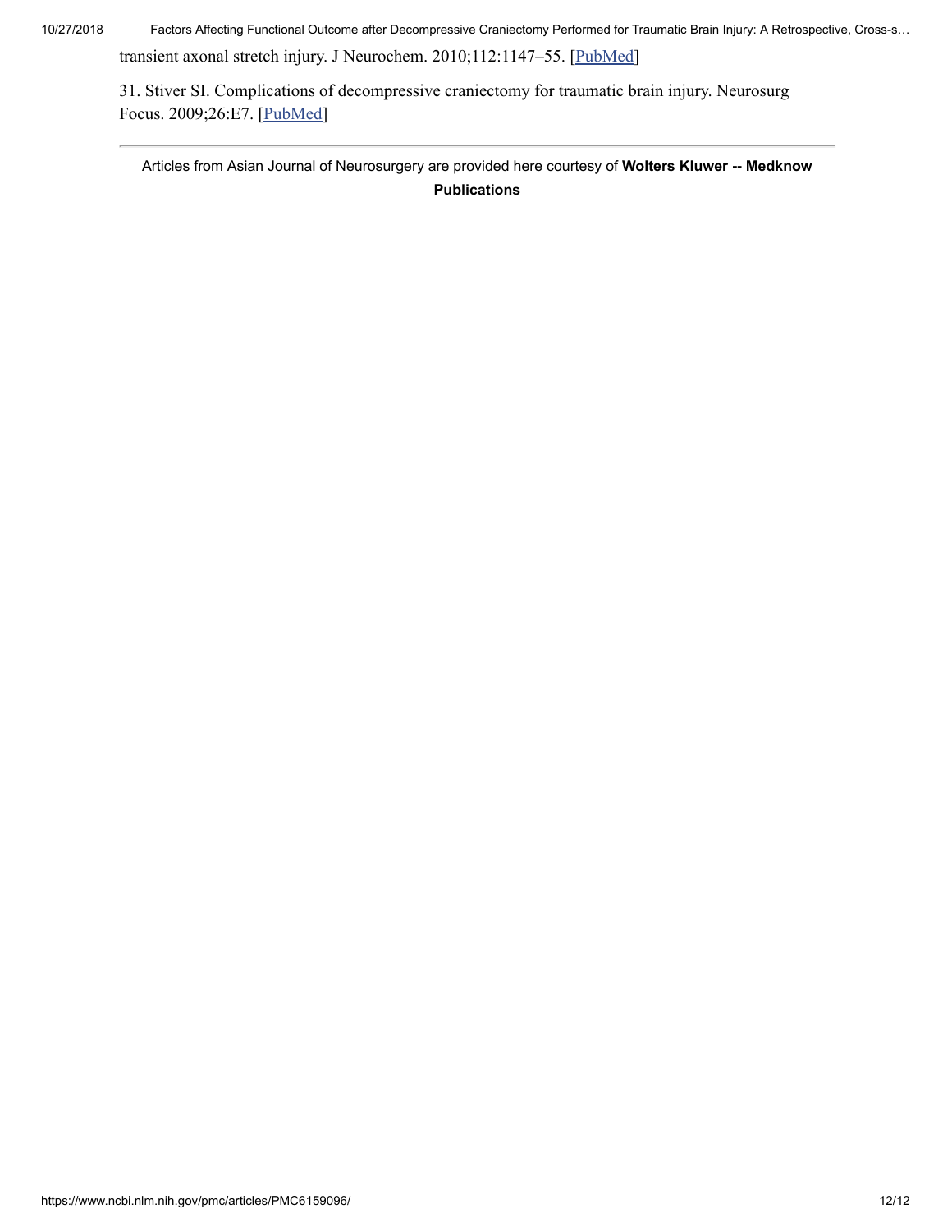transient axonal stretch injury. J Neurochem. 2010;112:1147–55. [PubMed]

31. Stiver SI. Complications of decompressive craniectomy for traumatic brain injury. Neurosurg Focus. 2009;26:E7. [PubMed]

---

Articles from Asian Journal of Neurosurgery are provided here courtesy of **Wolters Kluwer -- Medknow Publications**